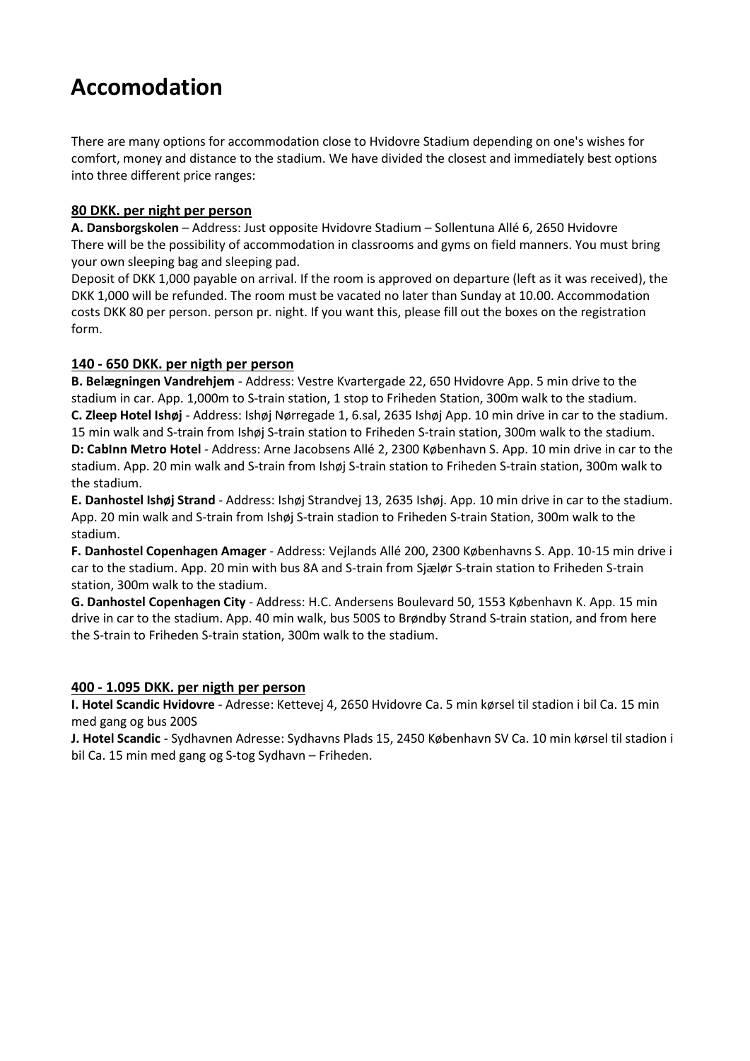# Accomodation

There are many options for accommodation close to Hvidovre Stadium depending on one's wishes for comfort, money and distance to the stadium. We have divided the closest and immediately best options into three different price ranges:

### 80 DKK. per night per person

**A. Dansborgskolen** – Address: Just opposite Hvidovre Stadium – Sollentuna Allé 6, 2650 Hvidovre
There will be the possibility of accommodation in classrooms and gyms on field manners. You must bring your own sleeping bag and sleeping pad.
Deposit of DKK 1,000 payable on arrival. If the room is approved on departure (left as it was received), the DKK 1,000 will be refunded. The room must be vacated no later than Sunday at 10.00. Accommodation costs DKK 80 per person. person pr. night. If you want this, please fill out the boxes on the registration form.

### 140 - 650 DKK. per nigth per person

**B. Belægningen Vandrehjem** - Address: Vestre Kvartergade 22, 650 Hvidovre App. 5 min drive to the stadium in car. App. 1,000m to S-train station, 1 stop to Friheden Station, 300m walk to the stadium.
**C. Zleep Hotel Ishøj** - Address: Ishøj Nørregade 1, 6.sal, 2635 Ishøj App. 10 min drive in car to the stadium. 15 min walk and S-train from Ishøj S-train station to Friheden S-train station, 300m walk to the stadium.
**D: CabInn Metro Hotel** - Address: Arne Jacobsens Allé 2, 2300 København S. App. 10 min drive in car to the stadium. App. 20 min walk and S-train from Ishøj S-train station to Friheden S-train station, 300m walk to the stadium.
**E. Danhostel Ishøj Strand** - Address: Ishøj Strandvej 13, 2635 Ishøj. App. 10 min drive in car to the stadium. App. 20 min walk and S-train from Ishøj S-train stadion to Friheden S-train Station, 300m walk to the stadium.
**F. Danhostel Copenhagen Amager** - Address: Vejlands Allé 200, 2300 Københavns S. App. 10-15 min drive i car to the stadium. App. 20 min with bus 8A and S-train from Sjælør S-train station to Friheden S-train station, 300m walk to the stadium.
**G. Danhostel Copenhagen City** - Address: H.C. Andersens Boulevard 50, 1553 København K. App. 15 min drive in car to the stadium. App. 40 min walk, bus 500S to Brøndby Strand S-train station, and from here the S-train to Friheden S-train station, 300m walk to the stadium.

### 400 - 1.095 DKK. per nigth per person

**I. Hotel Scandic Hvidovre** - Adresse: Kettevej 4, 2650 Hvidovre Ca. 5 min kørsel til stadion i bil Ca. 15 min med gang og bus 200S
**J. Hotel Scandic** - Sydhavnen Adresse: Sydhavns Plads 15, 2450 København SV Ca. 10 min kørsel til stadion i bil Ca. 15 min med gang og S-tog Sydhavn – Friheden.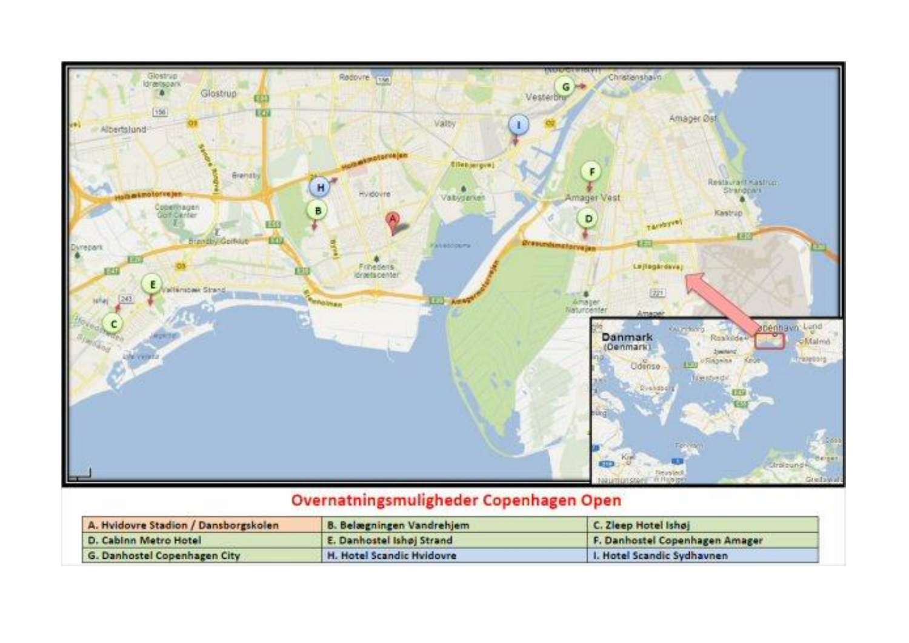## Overnatningsmuligheder Copenhagen Open

| | | |
|---|---|---|
| A. Hvidovre Stadion / Dansborgskolen | B. Belægningen Vandrehjem | C. Zleep Hotel Ishøj |
| D. CabInn Metro Hotel | E. Danhostel Ishøj Strand | F. Danhostel Copenhagen Amager |
| G. Danhostel Copenhagen City | H. Hotel Scandic Hvidovre | I. Hotel Scandic Sydhavnen |